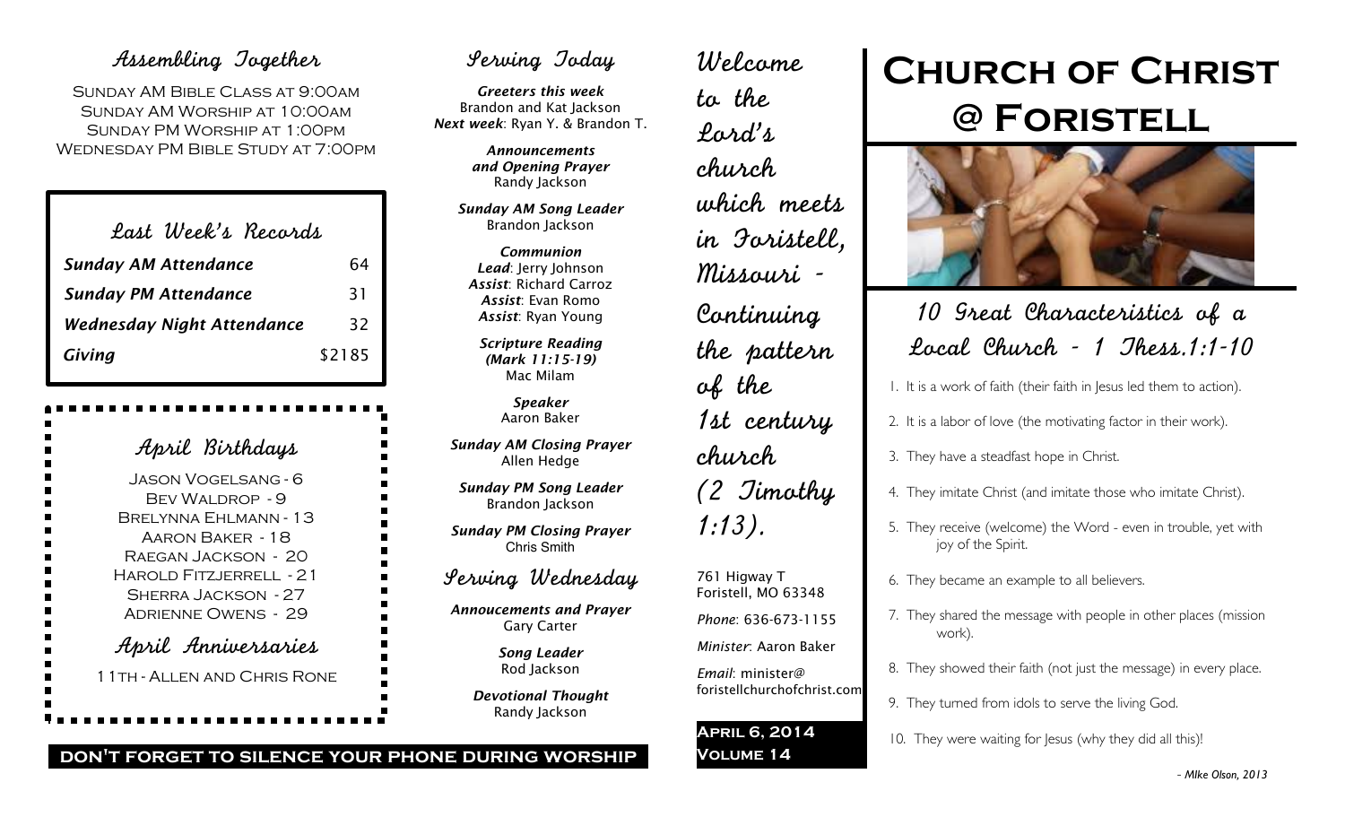## Assembling Together

Sunday AM Bible Class at 9:00am
Sunday AM Worship at 10:00am
Sunday PM Worship at 1:00pm
Wednesday PM Bible Study at 7:00pm

## Last Week's Records

| | |
|---|---|
| ***Sunday AM Attendance*** | 64 |
| ***Sunday PM Attendance*** | 31 |
| ***Wednesday Night Attendance*** | 32 |
| ***Giving*** | $2185 |

## April Birthdays

Jason Vogelsang - 6
Bev Waldrop - 9
Brelynna Ehlmann - 13
Aaron Baker - 18
Raegan Jackson - 20
Harold Fitzjerrell - 21
Sherra Jackson - 27
Adrienne Owens - 29

## April Anniversaries

11th - Allen and Chris Rone

## Serving Today

***Greeters this week***
Brandon and Kat Jackson
***Next week***: Ryan Y. & Brandon T.

***Announcements and Opening Prayer***
Randy Jackson

***Sunday AM Song Leader***
Brandon Jackson

***Communion***
***Lead***: Jerry Johnson
***Assist***: Richard Carroz
***Assist***: Evan Romo
***Assist***: Ryan Young

***Scripture Reading (Mark 11:15-19)***
Mac Milam

***Speaker***
Aaron Baker

***Sunday AM Closing Prayer***
Allen Hedge

***Sunday PM Song Leader***
Brandon Jackson

***Sunday PM Closing Prayer***
Chris Smith

## Serving Wednesday

***Annoucements and Prayer***
Gary Carter

***Song Leader***
Rod Jackson

***Devotional Thought***
Randy Jackson

**DON'T FORGET TO SILENCE YOUR PHONE DURING WORSHIP**

Welcome to the Lord's church which meets in Foristell, Missouri - Continuing the pattern of the 1st century church (2 Timothy 1:13).

761 Higway T
Foristell, MO 63348

*Phone*: 636-673-1155

*Minister*: Aaron Baker

*Email*: minister@foristellchurchofchrist.com

**April 6, 2014**
**Volume 14**

# Church of Christ @ Foristell

## 10 Great Characteristics of a Local Church - 1 Thess.1:1-10

1. It is a work of faith (their faith in Jesus led them to action).
2. It is a labor of love (the motivating factor in their work).
3. They have a steadfast hope in Christ.
4. They imitate Christ (and imitate those who imitate Christ).
5. They receive (welcome) the Word - even in trouble, yet with joy of the Spirit.
6. They became an example to all believers.
7. They shared the message with people in other places (mission work).
8. They showed their faith (not just the message) in every place.
9. They turned from idols to serve the living God.
10. They were waiting for Jesus (why they did all this)!

*- MIke Olson, 2013*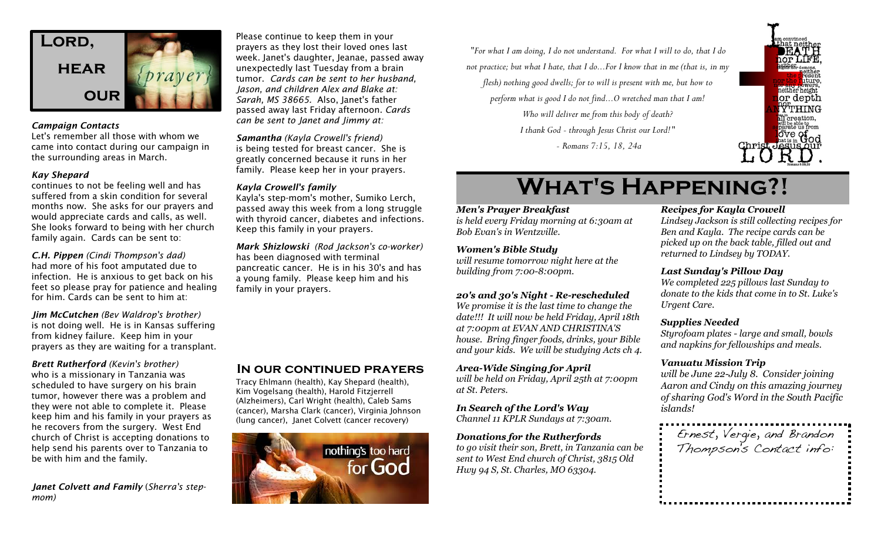# Lord, hear our {prayer}

***Campaign Contacts***
Let's remember all those with whom we came into contact during our campaign in the surrounding areas in March.

***Kay Shepard***
continues to not be feeling well and has suffered from a skin condition for several months now. She asks for our prayers and would appreciate cards and calls, as well. She looks forward to being with her church family again. Cards can be sent to:

***C.H. Pippen*** *(Cindi Thompson's dad)*
had more of his foot amputated due to infection. He is anxious to get back on his feet so please pray for patience and healing for him. Cards can be sent to him at:

***Jim McCutchen*** *(Bev Waldrop's brother)*
is not doing well. He is in Kansas suffering from kidney failure. Keep him in your prayers as they are waiting for a transplant.

***Brett Rutherford*** *(Kevin's brother)*
who is a missionary in Tanzania was scheduled to have surgery on his brain tumor, however there was a problem and they were not able to complete it. Please keep him and his family in your prayers as he recovers from the surgery. West End church of Christ is accepting donations to help send his parents over to Tanzania to be with him and the family.

***Janet Colvett and Family*** *(Sherra's step-mom)*
Please continue to keep them in your prayers as they lost their loved ones last week. Janet's daughter, Jeanae, passed away unexpectedly last Tuesday from a brain tumor. *Cards can be sent to her husband, Jason, and children Alex and Blake at: Sarah, MS 38665.* Also, Janet's father passed away last Friday afternoon. *Cards can be sent to Janet and Jimmy at:*

***Samantha*** *(Kayla Crowell's friend)*
is being tested for breast cancer. She is greatly concerned because it runs in her family. Please keep her in your prayers.

***Kayla Crowell's family***
Kayla's step-mom's mother, Sumiko Lerch, passed away this week from a long struggle with thyroid cancer, diabetes and infections. Keep this family in your prayers.

***Mark Shizlowski*** *(Rod Jackson's co-worker)*
has been diagnosed with terminal pancreatic cancer. He is in his 30's and has a young family. Please keep him and his family in your prayers.

## In our continued prayers

Tracy Ehlmann (health), Kay Shepard (health), Kim Vogelsang (health), Harold Fitzjerrell (Alzheimers), Carl Wright (health), Caleb Sams (cancer), Marsha Clark (cancer), Virginia Johnson (lung cancer), Janet Colvett (cancer recovery)

nothing's too hard for God

*"For what I am doing, I do not understand. For what I will to do, that I do not practice; but what I hate, that I do...For I know that in me (that is, in my flesh) nothing good dwells; for to will is present with me, but how to perform what is good I do not find...O wretched man that I am! Who will deliver me from this body of death? I thank God - through Jesus Christ our Lord!"*
*- Romans 7:15, 18, 24a*

I am convinced that neither DEATH nor LIFE, neither angels nor demons, neither the present nor the future, nor any powers, neither height nor depth nor ANYTHING else in all creation, will be able to separate us from the love of God that is in Christ Jesus our LORD. Romans 8:38,39

# What's Happening?!

***Men's Prayer Breakfast***
*is held every Friday morning at 6:30am at Bob Evan's in Wentzville.*

***Women's Bible Study***
*will resume tomorrow night here at the building from 7:00-8:00pm.*

***20's and 30's Night - Re-rescheduled***
*We promise it is the last time to change the date!!! It will now be held Friday, April 18th at 7:00pm at EVAN AND CHRISTINA'S house. Bring finger foods, drinks, your Bible and your kids. We will be studying Acts ch 4.*

***Area-Wide Singing for April***
*will be held on Friday, April 25th at 7:00pm at St. Peters.*

***In Search of the Lord's Way***
*Channel 11 KPLR Sundays at 7:30am.*

***Donations for the Rutherfords***
*to go visit their son, Brett, in Tanzania can be sent to West End church of Christ, 3815 Old Hwy 94 S, St. Charles, MO 63304.*

***Recipes for Kayla Crowell***
*Lindsey Jackson is still collecting recipes for Ben and Kayla. The recipe cards can be picked up on the back table, filled out and returned to Lindsey by TODAY.*

***Last Sunday's Pillow Day***
*We completed 225 pillows last Sunday to donate to the kids that come in to St. Luke's Urgent Care.*

***Supplies Needed***
*Styrofoam plates - large and small, bowls and napkins for fellowships and meals.*

***Vanuatu Mission Trip***
*will be June 22-July 8. Consider joining Aaron and Cindy on this amazing journey of sharing God's Word in the South Pacific islands!*

Ernest, Vergie, and Brandon Thompson's Contact info: